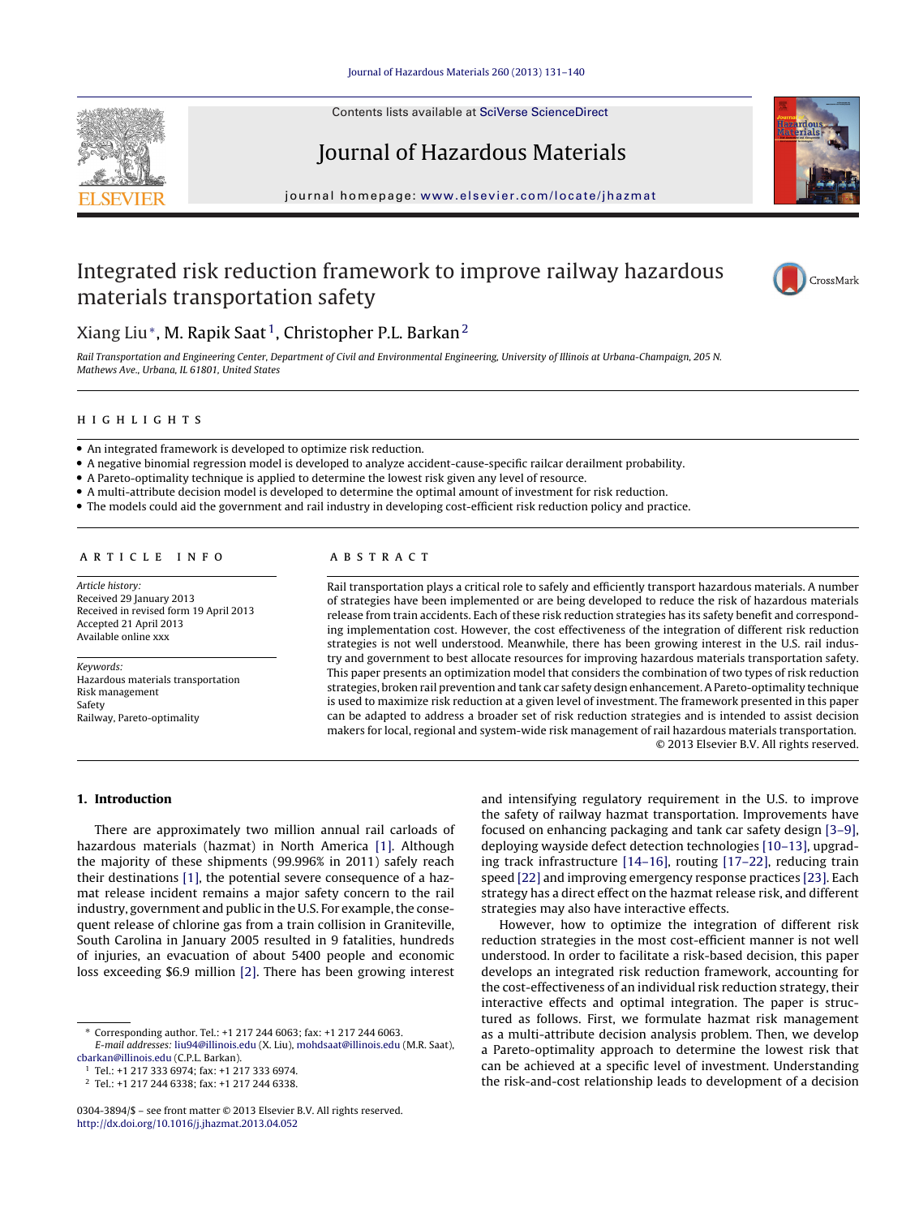# Integrated risk reduction framework to improve railway hazardous materials transportation safety

Xiang Liu*, M. Rapik Saat[1], Christopher P.L. Barkan[2]

*Rail Transportation and Engineering Center, Department of Civil and Environmental Engineering, University of Illinois at Urbana-Champaign, 205 N. Mathews Ave., Urbana, IL 61801, United States*

## HIGHLIGHTS

- An integrated framework is developed to optimize risk reduction.
- A negative binomial regression model is developed to analyze accident-cause-specific railcar derailment probability.
- A Pareto-optimality technique is applied to determine the lowest risk given any level of resource.
- A multi-attribute decision model is developed to determine the optimal amount of investment for risk reduction.
- The models could aid the government and rail industry in developing cost-efficient risk reduction policy and practice.

## ARTICLE INFO

*Article history:*
Received 29 January 2013
Received in revised form 19 April 2013
Accepted 21 April 2013
Available online xxx

*Keywords:*
Hazardous materials transportation
Risk management
Safety
Railway, Pareto-optimality

## ABSTRACT

Rail transportation plays a critical role to safely and efficiently transport hazardous materials. A number of strategies have been implemented or are being developed to reduce the risk of hazardous materials release from train accidents. Each of these risk reduction strategies has its safety benefit and corresponding implementation cost. However, the cost effectiveness of the integration of different risk reduction strategies is not well understood. Meanwhile, there has been growing interest in the U.S. rail industry and government to best allocate resources for improving hazardous materials transportation safety. This paper presents an optimization model that considers the combination of two types of risk reduction strategies, broken rail prevention and tank car safety design enhancement. A Pareto-optimality technique is used to maximize risk reduction at a given level of investment. The framework presented in this paper can be adapted to address a broader set of risk reduction strategies and is intended to assist decision makers for local, regional and system-wide risk management of rail hazardous materials transportation.

© 2013 Elsevier B.V. All rights reserved.

## 1. Introduction

There are approximately two million annual rail carloads of hazardous materials (hazmat) in North America [1]. Although the majority of these shipments (99.996% in 2011) safely reach their destinations [1], the potential severe consequence of a hazmat release incident remains a major safety concern to the rail industry, government and public in the U.S. For example, the consequent release of chlorine gas from a train collision in Graniteville, South Carolina in January 2005 resulted in 9 fatalities, hundreds of injuries, an evacuation of about 5400 people and economic loss exceeding $6.9 million [2]. There has been growing interest and intensifying regulatory requirement in the U.S. to improve the safety of railway hazmat transportation. Improvements have focused on enhancing packaging and tank car safety design [3–9], deploying wayside defect detection technologies [10–13], upgrading track infrastructure [14–16], routing [17–22], reducing train speed [22] and improving emergency response practices [23]. Each strategy has a direct effect on the hazmat release risk, and different strategies may also have interactive effects.

However, how to optimize the integration of different risk reduction strategies in the most cost-efficient manner is not well understood. In order to facilitate a risk-based decision, this paper develops an integrated risk reduction framework, accounting for the cost-effectiveness of an individual risk reduction strategy, their interactive effects and optimal integration. The paper is structured as follows. First, we formulate hazmat risk management as a multi-attribute decision analysis problem. Then, we develop a Pareto-optimality approach to determine the lowest risk that can be achieved at a specific level of investment. Understanding the risk-and-cost relationship leads to development of a decision

---

* Corresponding author. Tel.: +1 217 244 6063; fax: +1 217 244 6063.
*E-mail addresses:* liu94@illinois.edu (X. Liu), mohdsaat@illinois.edu (M.R. Saat), cbarkan@illinois.edu (C.P.L. Barkan).

[1] Tel.: +1 217 333 6974; fax: +1 217 333 6974.

[2] Tel.: +1 217 244 6338; fax: +1 217 244 6338.

0304-3894/$ – see front matter © 2013 Elsevier B.V. All rights reserved.
http://dx.doi.org/10.1016/j.jhazmat.2013.04.052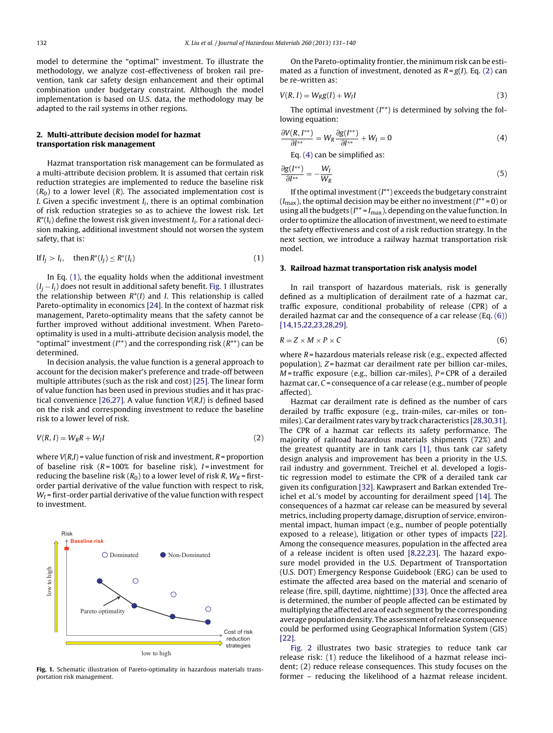model to determine the "optimal" investment. To illustrate the methodology, we analyze cost-effectiveness of broken rail prevention, tank car safety design enhancement and their optimal combination under budgetary constraint. Although the model implementation is based on U.S. data, the methodology may be adapted to the rail systems in other regions.

## 2. Multi-attribute decision model for hazmat transportation risk management

Hazmat transportation risk management can be formulated as a multi-attribute decision problem. It is assumed that certain risk reduction strategies are implemented to reduce the baseline risk ($R_0$) to a lower level ($R$). The associated implementation cost is $I$. Given a specific investment $I_i$, there is an optimal combination of risk reduction strategies so as to achieve the lowest risk. Let $R^*(I_i)$ define the lowest risk given investment $I_i$. For a rational decision making, additional investment should not worsen the system safety, that is:

$$\text{If } I_j > I_i, \quad \text{then } R^*(I_j) \leq R^*(I_i) \tag{1}$$

In Eq. (1), the equality holds when the additional investment ($I_j - I_i$) does not result in additional safety benefit. Fig. 1 illustrates the relationship between $R^*(I)$ and $I$. This relationship is called Pareto-optimality in economics [24]. In the context of hazmat risk management, Pareto-optimality means that the safety cannot be further improved without additional investment. When Pareto-optimality is used in a multi-attribute decision analysis model, the "optimal" investment ($I^{**}$) and the corresponding risk ($R^{**}$) can be determined.

In decision analysis, the value function is a general approach to account for the decision maker's preference and trade-off between multiple attributes (such as the risk and cost) [25]. The linear form of value function has been used in previous studies and it has practical convenience [26,27]. A value function $V(R,I)$ is defined based on the risk and corresponding investment to reduce the baseline risk to a lower level of risk.

$$V(R, I) = W_R R + W_I I \tag{2}$$

where $V(R,I)$ = value function of risk and investment, $R$ = proportion of baseline risk ($R$ = 100% for baseline risk), $I$ = investment for reducing the baseline risk ($R_0$) to a lower level of risk $R$, $W_R$ = first-order partial derivative of the value function with respect to risk, $W_I$ = first-order partial derivative of the value function with respect to investment.

**Fig. 1.** Schematic illustration of Pareto-optimality in hazardous materials transportation risk management.

On the Pareto-optimality frontier, the minimum risk can be estimated as a function of investment, denoted as $R = g(I)$. Eq. (2) can be re-written as:

$$V(R, I) = W_R g(I) + W_I I \tag{3}$$

The optimal investment ($I^{**}$) is determined by solving the following equation:

$$\frac{\partial V(R, I^{**})}{\partial I^{**}} = W_R \frac{\partial g(I^{**})}{\partial I^{**}} + W_I = 0 \tag{4}$$

Eq. (4) can be simplified as:

$$\frac{\partial g(I^{**})}{\partial I^{**}} = -\frac{W_I}{W_R} \tag{5}$$

If the optimal investment ($I^{**}$) exceeds the budgetary constraint ($I_{\max}$), the optimal decision may be either no investment ($I^{**} = 0$) or using all the budgets ($I^{**} = I_{\max}$), depending on the value function. In order to optimize the allocation of investment, we need to estimate the safety effectiveness and cost of a risk reduction strategy. In the next section, we introduce a railway hazmat transportation risk model.

## 3. Railroad hazmat transportation risk analysis model

In rail transport of hazardous materials, risk is generally defined as a multiplication of derailment rate of a hazmat car, traffic exposure, conditional probability of release (CPR) of a derailed hazmat car and the consequence of a car release (Eq. (6)) [14,15,22,23,28,29].

$$R = Z \times M \times P \times C \tag{6}$$

where $R$ = hazardous materials release risk (e.g., expected affected population), $Z$ = hazmat car derailment rate per billion car-miles, $M$ = traffic exposure (e.g., billion car-miles), $P$ = CPR of a derailed hazmat car, $C$ = consequence of a car release (e.g., number of people affected).

Hazmat car derailment rate is defined as the number of cars derailed by traffic exposure (e.g., train-miles, car-miles or ton-miles). Car derailment rates vary by track characteristics [28,30,31]. The CPR of a hazmat car reflects its safety performance. The majority of railroad hazardous materials shipments (72%) and the greatest quantity are in tank cars [1], thus tank car safety design analysis and improvement has been a priority in the U.S. rail industry and government. Treichel et al. developed a logistic regression model to estimate the CPR of a derailed tank car given its configuration [32]. Kawprasert and Barkan extended Treichel et al.'s model by accounting for derailment speed [14]. The consequences of a hazmat car release can be measured by several metrics, including property damage, disruption of service, environmental impact, human impact (e.g., number of people potentially exposed to a release), litigation or other types of impacts [22]. Among the consequence measures, population in the affected area of a release incident is often used [8,22,23]. The hazard exposure model provided in the U.S. Department of Transportation (U.S. DOT) Emergency Response Guidebook (ERG) can be used to estimate the affected area based on the material and scenario of release (fire, spill, daytime, nighttime) [33]. Once the affected area is determined, the number of people affected can be estimated by multiplying the affected area of each segment by the corresponding average population density. The assessment of release consequence could be performed using Geographical Information System (GIS) [22].

Fig. 2 illustrates two basic strategies to reduce tank car release risk: (1) reduce the likelihood of a hazmat release incident; (2) reduce release consequences. This study focuses on the former – reducing the likelihood of a hazmat release incident.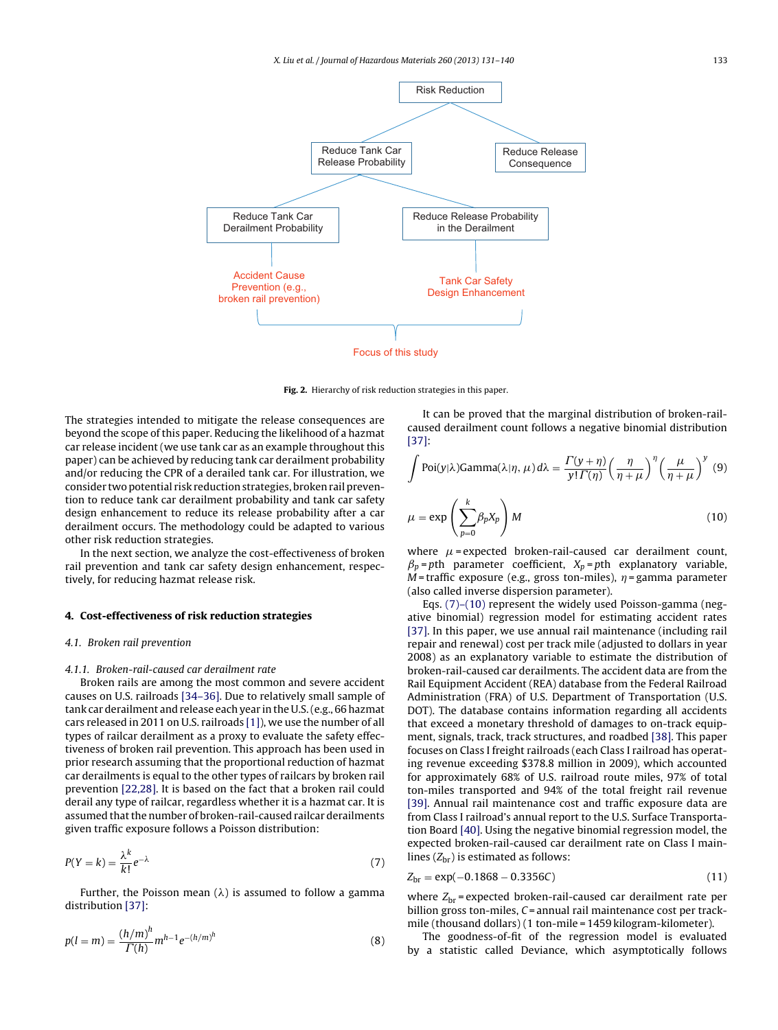**Fig. 2.** Hierarchy of risk reduction strategies in this paper.

The strategies intended to mitigate the release consequences are beyond the scope of this paper. Reducing the likelihood of a hazmat car release incident (we use tank car as an example throughout this paper) can be achieved by reducing tank car derailment probability and/or reducing the CPR of a derailed tank car. For illustration, we consider two potential risk reduction strategies, broken rail prevention to reduce tank car derailment probability and tank car safety design enhancement to reduce its release probability after a car derailment occurs. The methodology could be adapted to various other risk reduction strategies.

In the next section, we analyze the cost-effectiveness of broken rail prevention and tank car safety design enhancement, respectively, for reducing hazmat release risk.

## 4. Cost-effectiveness of risk reduction strategies

### 4.1. Broken rail prevention

#### 4.1.1. Broken-rail-caused car derailment rate

Broken rails are among the most common and severe accident causes on U.S. railroads [34–36]. Due to relatively small sample of tank car derailment and release each year in the U.S. (e.g., 66 hazmat cars released in 2011 on U.S. railroads [1]), we use the number of all types of railcar derailment as a proxy to evaluate the safety effectiveness of broken rail prevention. This approach has been used in prior research assuming that the proportional reduction of hazmat car derailments is equal to the other types of railcars by broken rail prevention [22,28]. It is based on the fact that a broken rail could derail any type of railcar, regardless whether it is a hazmat car. It is assumed that the number of broken-rail-caused railcar derailments given traffic exposure follows a Poisson distribution:

$$P(Y=k)=\frac{\lambda^k}{k!}e^{-\lambda} \tag{7}$$

Further, the Poisson mean ($\lambda$) is assumed to follow a gamma distribution [37]:

$$p(l=m)=\frac{(h/m)^h}{\Gamma(h)}m^{h-1}e^{-(h/m)^h} \tag{8}$$

It can be proved that the marginal distribution of broken-rail-caused derailment count follows a negative binomial distribution [37]:

$$\int \mathrm{Poi}(y|\lambda)\mathrm{Gamma}(\lambda|\eta,\mu)\,d\lambda=\frac{\Gamma(y+\eta)}{y!\,\Gamma(\eta)}\left(\frac{\eta}{\eta+\mu}\right)^{\eta}\left(\frac{\mu}{\eta+\mu}\right)^{y} \tag{9}$$

$$\mu=\exp\left(\sum_{p=0}^{k}\beta_p X_p\right)M \tag{10}$$

where $\mu$ = expected broken-rail-caused car derailment count, $\beta_p$ = $p$th parameter coefficient, $X_p$ = $p$th explanatory variable, $M$ = traffic exposure (e.g., gross ton-miles), $\eta$ = gamma parameter (also called inverse dispersion parameter).

Eqs. (7)–(10) represent the widely used Poisson-gamma (negative binomial) regression model for estimating accident rates [37]. In this paper, we use annual rail maintenance (including rail repair and renewal) cost per track mile (adjusted to dollars in year 2008) as an explanatory variable to estimate the distribution of broken-rail-caused car derailments. The accident data are from the Rail Equipment Accident (REA) database from the Federal Railroad Administration (FRA) of U.S. Department of Transportation (U.S. DOT). The database contains information regarding all accidents that exceed a monetary threshold of damages to on-track equipment, signals, track, track structures, and roadbed [38]. This paper focuses on Class I freight railroads (each Class I railroad has operating revenue exceeding \$378.8 million in 2009), which accounted for approximately 68% of U.S. railroad route miles, 97% of total ton-miles transported and 94% of the total freight rail revenue [39]. Annual rail maintenance cost and traffic exposure data are from Class I railroad's annual report to the U.S. Surface Transportation Board [40]. Using the negative binomial regression model, the expected broken-rail-caused car derailment rate on Class I mainlines ($Z_{br}$) is estimated as follows:

$$Z_{br}=\exp(-0.1868-0.3356C) \tag{11}$$

where $Z_{br}$ = expected broken-rail-caused car derailment rate per billion gross ton-miles, $C$ = annual rail maintenance cost per track-mile (thousand dollars) (1 ton-mile = 1459 kilogram-kilometer).

The goodness-of-fit of the regression model is evaluated by a statistic called Deviance, which asymptotically follows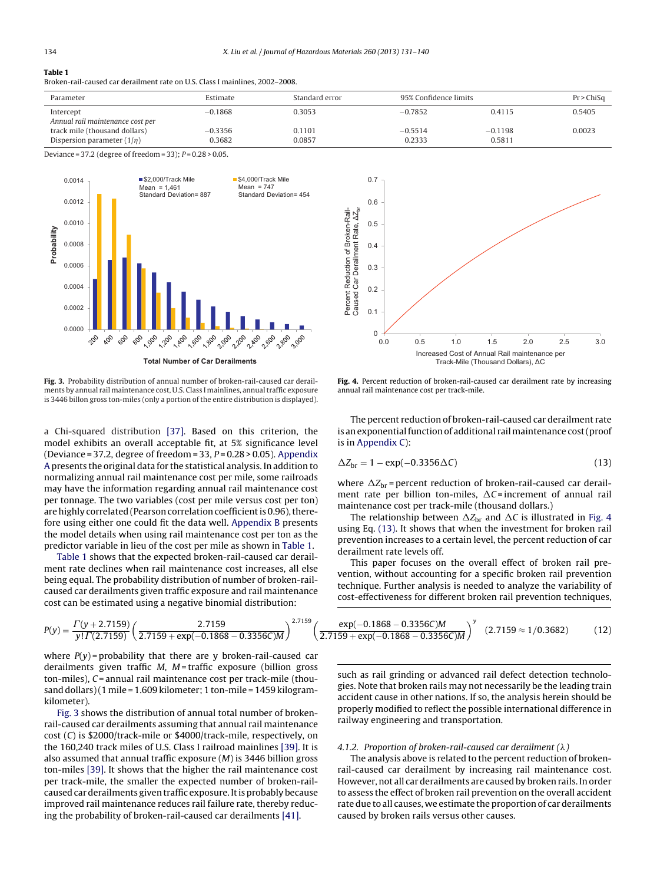**Table 1**
Broken-rail-caused car derailment rate on U.S. Class I mainlines, 2002–2008.

| Parameter | Estimate | Standard error | 95% Confidence limits | | Pr > ChiSq |
|---|---|---|---|---|---|
| Intercept | −0.1868 | 0.3053 | −0.7852 | 0.4115 | 0.5405 |
| *Annual rail maintenance cost per* track mile (thousand dollars) | −0.3356 | 0.1101 | −0.5514 | −0.1198 | 0.0023 |
| Dispersion parameter ($1/\eta$) | 0.3682 | 0.0857 | 0.2333 | 0.5811 | |

Deviance = 37.2 (degree of freedom = 33); $P$ = 0.28 > 0.05.

**Fig. 3.** Probability distribution of annual number of broken-rail-caused car derailments by annual rail maintenance cost, U.S. Class I mainlines, annual traffic exposure is 3446 billon gross ton-miles (only a portion of the entire distribution is displayed).

**Fig. 4.** Percent reduction of broken-rail-caused car derailment rate by increasing annual rail maintenance cost per track-mile.

a Chi-squared distribution [37]. Based on this criterion, the model exhibits an overall acceptable fit, at 5% significance level (Deviance = 37.2, degree of freedom = 33, $P$ = 0.28 > 0.05). Appendix A presents the original data for the statistical analysis. In addition to normalizing annual rail maintenance cost per mile, some railroads may have the information regarding annual rail maintenance cost per tonnage. The two variables (cost per mile versus cost per ton) are highly correlated (Pearson correlation coefficient is 0.96), therefore using either one could fit the data well. Appendix B presents the model details when using rail maintenance cost per ton as the predictor variable in lieu of the cost per mile as shown in Table 1.

Table 1 shows that the expected broken-rail-caused car derailment rate declines when rail maintenance cost increases, all else being equal. The probability distribution of number of broken-rail-caused car derailments given traffic exposure and rail maintenance cost can be estimated using a negative binomial distribution:

$$P(y) = \frac{\Gamma(y+2.7159)}{y!\,\Gamma(2.7159)}\left(\frac{2.7159}{2.7159+\exp(-0.1868-0.3356C)M}\right)^{2.7159}\left(\frac{\exp(-0.1868-0.3356C)M}{2.7159+\exp(-0.1868-0.3356C)M}\right)^{y} \quad (2.7159 \approx 1/0.3682) \tag{12}$$

where $P(y)$ = probability that there are y broken-rail-caused car derailments given traffic $M$, $M$ = traffic exposure (billion gross ton-miles), $C$ = annual rail maintenance cost per track-mile (thousand dollars) (1 mile = 1.609 kilometer; 1 ton-mile = 1459 kilogram-kilometer).

Fig. 3 shows the distribution of annual total number of broken-rail-caused car derailments assuming that annual rail maintenance cost ($C$) is $2000/track-mile or $4000/track-mile, respectively, on the 160,240 track miles of U.S. Class I railroad mainlines [39]. It is also assumed that annual traffic exposure ($M$) is 3446 billion gross ton-miles [39]. It shows that the higher the rail maintenance cost per track-mile, the smaller the expected number of broken-rail-caused car derailments given traffic exposure. It is probably because improved rail maintenance reduces rail failure rate, thereby reducing the probability of broken-rail-caused car derailments [41].

The percent reduction of broken-rail-caused car derailment rate is an exponential function of additional rail maintenance cost (proof is in Appendix C):

$$\Delta Z_{\mathrm{br}} = 1 - \exp(-0.3356\Delta C) \tag{13}$$

where $\Delta Z_{\mathrm{br}}$ = percent reduction of broken-rail-caused car derailment rate per billion ton-miles, $\Delta C$ = increment of annual rail maintenance cost per track-mile (thousand dollars.)

The relationship between $\Delta Z_{\mathrm{br}}$ and $\Delta C$ is illustrated in Fig. 4 using Eq. (13). It shows that when the investment for broken rail prevention increases to a certain level, the percent reduction of car derailment rate levels off.

This paper focuses on the overall effect of broken rail prevention, without accounting for a specific broken rail prevention technique. Further analysis is needed to analyze the variability of cost-effectiveness for different broken rail prevention techniques, such as rail grinding or advanced rail defect detection technologies. Note that broken rails may not necessarily be the leading train accident cause in other nations. If so, the analysis herein should be properly modified to reflect the possible international difference in railway engineering and transportation.

#### *4.1.2. Proportion of broken-rail-caused car derailment ($\lambda$)*

The analysis above is related to the percent reduction of broken-rail-caused car derailment by increasing rail maintenance cost. However, not all car derailments are caused by broken rails. In order to assess the effect of broken rail prevention on the overall accident rate due to all causes, we estimate the proportion of car derailments caused by broken rails versus other causes.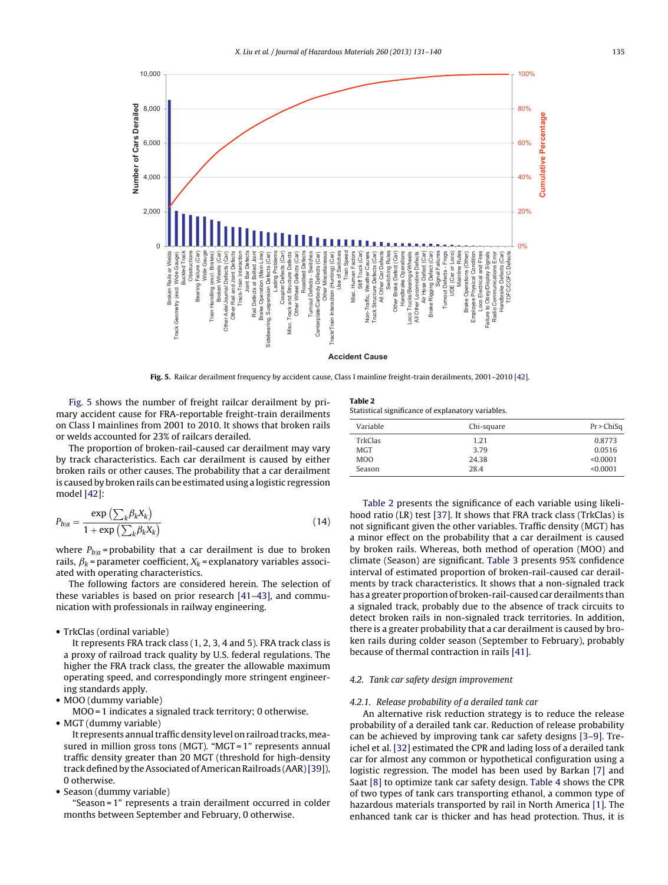Fig. 5. Railcar derailment frequency by accident cause, Class I mainline freight-train derailments, 2001–2010 [42].

Fig. 5 shows the number of freight railcar derailment by primary accident cause for FRA-reportable freight-train derailments on Class I mainlines from 2001 to 2010. It shows that broken rails or welds accounted for 23% of railcars derailed.

The proportion of broken-rail-caused car derailment may vary by track characteristics. Each car derailment is caused by either broken rails or other causes. The probability that a car derailment is caused by broken rails can be estimated using a logistic regression model [42]:

$$P_{b|a} = \frac{\exp\left(\sum_k \beta_k X_k\right)}{1 + \exp\left(\sum_k \beta_k X_k\right)} \tag{14}$$

where $P_{b|a}$ = probability that a car derailment is due to broken rails, $\beta_k$ = parameter coefficient, $X_k$ = explanatory variables associated with operating characteristics.

The following factors are considered herein. The selection of these variables is based on prior research [41–43], and communication with professionals in railway engineering.

- TrkClas (ordinal variable)
  It represents FRA track class (1, 2, 3, 4 and 5). FRA track class is a proxy of railroad track quality by U.S. federal regulations. The higher the FRA track class, the greater the allowable maximum operating speed, and correspondingly more stringent engineering standards apply.
- MOO (dummy variable)
  MOO = 1 indicates a signaled track territory; 0 otherwise.
- MGT (dummy variable)
  It represents annual traffic density level on railroad tracks, measured in million gross tons (MGT). "MGT = 1" represents annual traffic density greater than 20 MGT (threshold for high-density track defined by the Associated of American Railroads (AAR) [39]), 0 otherwise.
- Season (dummy variable)
  "Season = 1" represents a train derailment occurred in colder months between September and February, 0 otherwise.

**Table 2**
Statistical significance of explanatory variables.

| Variable | Chi-square | Pr > ChiSq |
|---|---|---|
| TrkClas | 1.21 | 0.8773 |
| MGT | 3.79 | 0.0516 |
| MOO | 24.38 | <0.0001 |
| Season | 28.4 | <0.0001 |

Table 2 presents the significance of each variable using likelihood ratio (LR) test [37]. It shows that FRA track class (TrkClas) is not significant given the other variables. Traffic density (MGT) has a minor effect on the probability that a car derailment is caused by broken rails. Whereas, both method of operation (MOO) and climate (Season) are significant. Table 3 presents 95% confidence interval of estimated proportion of broken-rail-caused car derailments by track characteristics. It shows that a non-signaled track has a greater proportion of broken-rail-caused car derailments than a signaled track, probably due to the absence of track circuits to detect broken rails in non-signaled track territories. In addition, there is a greater probability that a car derailment is caused by broken rails during colder season (September to February), probably because of thermal contraction in rails [41].

### 4.2. Tank car safety design improvement

#### 4.2.1. Release probability of a derailed tank car

An alternative risk reduction strategy is to reduce the release probability of a derailed tank car. Reduction of release probability can be achieved by improving tank car safety designs [3–9]. Treichel et al. [32] estimated the CPR and lading loss of a derailed tank car for almost any common or hypothetical configuration using a logistic regression. The model has been used by Barkan [7] and Saat [8] to optimize tank car safety design. Table 4 shows the CPR of two types of tank cars transporting ethanol, a common type of hazardous materials transported by rail in North America [1]. The enhanced tank car is thicker and has head protection. Thus, it is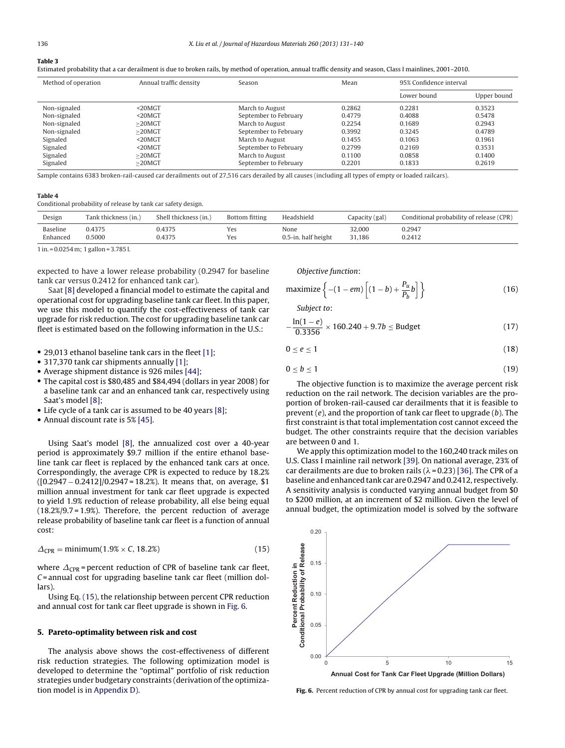**Table 3**
Estimated probability that a car derailment is due to broken rails, by method of operation, annual traffic density and season, Class I mainlines, 2001–2010.

| Method of operation | Annual traffic density | Season | Mean | 95% Confidence interval | |
|---|---|---|---|---|---|
| | | | | Lower bound | Upper bound |
| Non-signaled | <20MGT | March to August | 0.2862 | 0.2281 | 0.3523 |
| Non-signaled | <20MGT | September to February | 0.4779 | 0.4088 | 0.5478 |
| Non-signaled | ≥20MGT | March to August | 0.2254 | 0.1689 | 0.2943 |
| Non-signaled | ≥20MGT | September to February | 0.3992 | 0.3245 | 0.4789 |
| Signaled | <20MGT | March to August | 0.1455 | 0.1063 | 0.1961 |
| Signaled | <20MGT | September to February | 0.2799 | 0.2169 | 0.3531 |
| Signaled | ≥20MGT | March to August | 0.1100 | 0.0858 | 0.1400 |
| Signaled | ≥20MGT | September to February | 0.2201 | 0.1833 | 0.2619 |

Sample contains 6383 broken-rail-caused car derailments out of 27,516 cars derailed by all causes (including all types of empty or loaded railcars).

**Table 4**
Conditional probability of release by tank car safety design.

| Design | Tank thickness (in.) | Shell thickness (in.) | Bottom fitting | Headshield | Capacity (gal) | Conditional probability of release (CPR) |
|---|---|---|---|---|---|---|
| Baseline | 0.4375 | 0.4375 | Yes | None | 32,000 | 0.2947 |
| Enhanced | 0.5000 | 0.4375 | Yes | 0.5-in. half height | 31,186 | 0.2412 |

1 in. = 0.0254 m; 1 gallon = 3.785 l.

expected to have a lower release probability (0.2947 for baseline tank car versus 0.2412 for enhanced tank car).

Saat [8] developed a financial model to estimate the capital and operational cost for upgrading baseline tank car fleet. In this paper, we use this model to quantify the cost-effectiveness of tank car upgrade for risk reduction. The cost for upgrading baseline tank car fleet is estimated based on the following information in the U.S.:

- 29,013 ethanol baseline tank cars in the fleet [1];
- 317,370 tank car shipments annually [1];
- Average shipment distance is 926 miles [44];
- The capital cost is $80,485 and $84,494 (dollars in year 2008) for a baseline tank car and an enhanced tank car, respectively using Saat's model [8];
- Life cycle of a tank car is assumed to be 40 years [8];
- Annual discount rate is 5% [45].

Using Saat's model [8], the annualized cost over a 40-year period is approximately $9.7 million if the entire ethanol baseline tank car fleet is replaced by the enhanced tank cars at once. Correspondingly, the average CPR is expected to reduce by 18.2% ([0.2947 − 0.2412]/0.2947 = 18.2%). It means that, on average, $1 million annual investment for tank car fleet upgrade is expected to yield 1.9% reduction of release probability, all else being equal (18.2%/9.7 = 1.9%). Therefore, the percent reduction of average release probability of baseline tank car fleet is a function of annual cost:

$$\Delta_{\text{CPR}} = \text{minimum}(1.9\% \times C, 18.2\%) \tag{15}$$

where $\Delta_{\text{CPR}}$ = percent reduction of CPR of baseline tank car fleet, $C$ = annual cost for upgrading baseline tank car fleet (million dollars).

Using Eq. (15), the relationship between percent CPR reduction and annual cost for tank car fleet upgrade is shown in Fig. 6.

## 5. Pareto-optimality between risk and cost

The analysis above shows the cost-effectiveness of different risk reduction strategies. The following optimization model is developed to determine the "optimal" portfolio of risk reduction strategies under budgetary constraints (derivation of the optimization model is in Appendix D).

*Objective function*:

$$\text{maximize}\left\{-(1-em)\left[(1-b)+\frac{P_u}{P_b}b\right]\right\} \tag{16}$$

*Subject to*:

$$-\frac{\ln(1-e)}{0.3356} \times 160.240 + 9.7b \le \text{Budget} \tag{17}$$

$$0 \le e \le 1 \tag{18}$$

$$0 \le b \le 1 \tag{19}$$

The objective function is to maximize the average percent risk reduction on the rail network. The decision variables are the proportion of broken-rail-caused car derailments that it is feasible to prevent ($e$), and the proportion of tank car fleet to upgrade ($b$). The first constraint is that total implementation cost cannot exceed the budget. The other constraints require that the decision variables are between 0 and 1.

We apply this optimization model to the 160,240 track miles on U.S. Class I mainline rail network [39]. On national average, 23% of car derailments are due to broken rails ($\lambda$ = 0.23) [36]. The CPR of a baseline and enhanced tank car are 0.2947 and 0.2412, respectively. A sensitivity analysis is conducted varying annual budget from $0 to $200 million, at an increment of $2 million. Given the level of annual budget, the optimization model is solved by the software

**Fig. 6.** Percent reduction of CPR by annual cost for upgrading tank car fleet.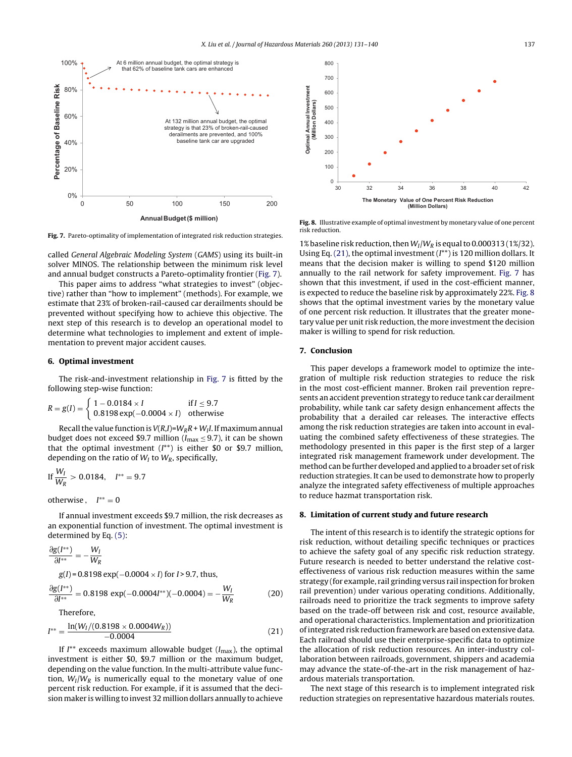Fig. 7. Pareto-optimality of implementation of integrated risk reduction strategies.

called *General Algebraic Modeling System* (*GAMS*) using its built-in solver MINOS. The relationship between the minimum risk level and annual budget constructs a Pareto-optimality frontier (Fig. 7).

This paper aims to address "what strategies to invest" (objective) rather than "how to implement" (methods). For example, we estimate that 23% of broken-rail-caused car derailments should be prevented without specifying how to achieve this objective. The next step of this research is to develop an operational model to determine what technologies to implement and extent of implementation to prevent major accident causes.

## 6. Optimal investment

The risk-and-investment relationship in Fig. 7 is fitted by the following step-wise function:

$$R = g(I) = \begin{cases} 1 - 0.0184 \times I & \text{if } I \leq 9.7 \\ 0.8198\exp(-0.0004 \times I) & \text{otherwise} \end{cases}$$

Recall the value function is $V(R,I)$=$W_R R + W_I I$. If maximum annual budget does not exceed \$9.7 million ($I_{\max} \leq 9.7$), it can be shown that the optimal investment ($I^{**}$) is either \$0 or \$9.7 million, depending on the ratio of $W_I$ to $W_R$, specifically,

$$\text{If } \frac{W_I}{W_R} > 0.0184, \quad I^{**} = 9.7$$

$$\text{otherwise}, \quad I^{**} = 0$$

If annual investment exceeds \$9.7 million, the risk decreases as an exponential function of investment. The optimal investment is determined by Eq. (5):

$$\frac{\partial g(I^{**})}{\partial I^{**}} = -\frac{W_I}{W_R}$$

$g(I) = 0.8198\exp(-0.0004 \times I)$ for $I > 9.7$, thus,

$$\frac{\partial g(I^{**})}{\partial I^{**}} = 0.8198\exp(-0.0004 I^{**})(-0.0004) = -\frac{W_I}{W_R} \tag{20}$$

Therefore,

$$I^{**} = \frac{\ln(W_I/(0.8198 \times 0.0004 W_R))}{-0.0004} \tag{21}$$

If $I^{**}$ exceeds maximum allowable budget ($I_{\max}$), the optimal investment is either \$0, \$9.7 million or the maximum budget, depending on the value function. In the multi-attribute value function, $W_I/W_R$ is numerically equal to the monetary value of one percent risk reduction. For example, if it is assumed that the decision maker is willing to invest 32 million dollars annually to achieve 1% baseline risk reduction, then $W_I/W_R$ is equal to 0.000313 (1%/32). Using Eq. (21), the optimal investment ($I^{**}$) is 120 million dollars. It means that the decision maker is willing to spend \$120 million annually to the rail network for safety improvement. Fig. 7 has shown that this investment, if used in the cost-efficient manner, is expected to reduce the baseline risk by approximately 22%. Fig. 8 shows that the optimal investment varies by the monetary value of one percent risk reduction. It illustrates that the greater monetary value per unit risk reduction, the more investment the decision maker is willing to spend for risk reduction.

Fig. 8. Illustrative example of optimal investment by monetary value of one percent risk reduction.

## 7. Conclusion

This paper develops a framework model to optimize the integration of multiple risk reduction strategies to reduce the risk in the most cost-efficient manner. Broken rail prevention represents an accident prevention strategy to reduce tank car derailment probability, while tank car safety design enhancement affects the probability that a derailed car releases. The interactive effects among the risk reduction strategies are taken into account in evaluating the combined safety effectiveness of these strategies. The methodology presented in this paper is the first step of a larger integrated risk management framework under development. The method can be further developed and applied to a broader set of risk reduction strategies. It can be used to demonstrate how to properly analyze the integrated safety effectiveness of multiple approaches to reduce hazmat transportation risk.

## 8. Limitation of current study and future research

The intent of this research is to identify the strategic options for risk reduction, without detailing specific techniques or practices to achieve the safety goal of any specific risk reduction strategy. Future research is needed to better understand the relative cost-effectiveness of various risk reduction measures within the same strategy (for example, rail grinding versus rail inspection for broken rail prevention) under various operating conditions. Additionally, railroads need to prioritize the track segments to improve safety based on the trade-off between risk and cost, resource available, and operational characteristics. Implementation and prioritization of integrated risk reduction framework are based on extensive data. Each railroad should use their enterprise-specific data to optimize the allocation of risk reduction resources. An inter-industry collaboration between railroads, government, shippers and academia may advance the state-of-the-art in the risk management of hazardous materials transportation.

The next stage of this research is to implement integrated risk reduction strategies on representative hazardous materials routes.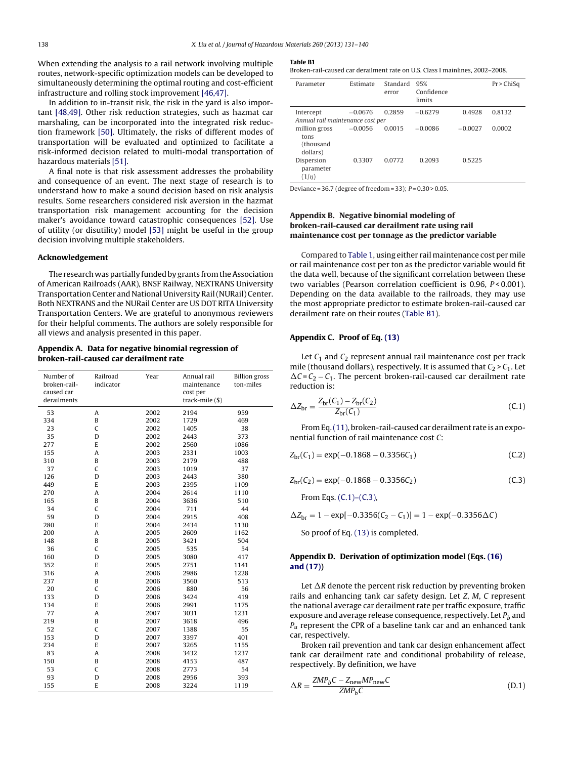When extending the analysis to a rail network involving multiple routes, network-specific optimization models can be developed to simultaneously determining the optimal routing and cost-efficient infrastructure and rolling stock improvement [46,47].

In addition to in-transit risk, the risk in the yard is also important [48,49]. Other risk reduction strategies, such as hazmat car marshaling, can be incorporated into the integrated risk reduction framework [50]. Ultimately, the risks of different modes of transportation will be evaluated and optimized to facilitate a risk-informed decision related to multi-modal transportation of hazardous materials [51].

A final note is that risk assessment addresses the probability and consequence of an event. The next stage of research is to understand how to make a sound decision based on risk analysis results. Some researchers considered risk aversion in the hazmat transportation risk management accounting for the decision maker's avoidance toward catastrophic consequences [52]. Use of utility (or disutility) model [53] might be useful in the group decision involving multiple stakeholders.

## Acknowledgement

The research was partially funded by grants from the Association of American Railroads (AAR), BNSF Railway, NEXTRANS University Transportation Center and National University Rail (NURail) Center. Both NEXTRANS and the NURail Center are US DOT RITA University Transportation Centers. We are grateful to anonymous reviewers for their helpful comments. The authors are solely responsible for all views and analysis presented in this paper.

## Appendix A. Data for negative binomial regression of broken-rail-caused car derailment rate

| Number of broken-rail-caused car derailments | Railroad indicator | Year | Annual rail maintenance cost per track-mile ($) | Billion gross ton-miles |
|---|---|---|---|---|
| 53 | A | 2002 | 2194 | 959 |
| 334 | B | 2002 | 1729 | 469 |
| 23 | C | 2002 | 1405 | 38 |
| 35 | D | 2002 | 2443 | 373 |
| 277 | E | 2002 | 2560 | 1086 |
| 155 | A | 2003 | 2331 | 1003 |
| 310 | B | 2003 | 2179 | 488 |
| 37 | C | 2003 | 1019 | 37 |
| 126 | D | 2003 | 2443 | 380 |
| 449 | E | 2003 | 2395 | 1109 |
| 270 | A | 2004 | 2614 | 1110 |
| 165 | B | 2004 | 3636 | 510 |
| 34 | C | 2004 | 711 | 44 |
| 59 | D | 2004 | 2915 | 408 |
| 280 | E | 2004 | 2434 | 1130 |
| 200 | A | 2005 | 2609 | 1162 |
| 148 | B | 2005 | 3421 | 504 |
| 36 | C | 2005 | 535 | 54 |
| 160 | D | 2005 | 3080 | 417 |
| 352 | E | 2005 | 2751 | 1141 |
| 316 | A | 2006 | 2986 | 1228 |
| 237 | B | 2006 | 3560 | 513 |
| 20 | C | 2006 | 880 | 56 |
| 133 | D | 2006 | 3424 | 419 |
| 134 | E | 2006 | 2991 | 1175 |
| 77 | A | 2007 | 3031 | 1231 |
| 219 | B | 2007 | 3618 | 496 |
| 52 | C | 2007 | 1388 | 55 |
| 153 | D | 2007 | 3397 | 401 |
| 234 | E | 2007 | 3265 | 1155 |
| 83 | A | 2008 | 3432 | 1237 |
| 150 | B | 2008 | 4153 | 487 |
| 53 | C | 2008 | 2773 | 54 |
| 93 | D | 2008 | 2956 | 393 |
| 155 | E | 2008 | 3224 | 1119 |

**Table B1**
Broken-rail-caused car derailment rate on U.S. Class I mainlines, 2002–2008.

| Parameter | Estimate | Standard error | 95% Confidence limits | | Pr > ChiSq |
|---|---|---|---|---|---|
| Intercept | −0.0676 | 0.2859 | −0.6279 | 0.4928 | 0.8132 |
| *Annual rail maintenance cost per* million gross tons (thousand dollars) | −0.0056 | 0.0015 | −0.0086 | −0.0027 | 0.0002 |
| Dispersion parameter ($1/\eta$) | 0.3307 | 0.0772 | 0.2093 | 0.5225 | |

Deviance = 36.7 (degree of freedom = 33); $P = 0.30 > 0.05$.

## Appendix B. Negative binomial modeling of broken-rail-caused car derailment rate using rail maintenance cost per tonnage as the predictor variable

Compared to Table 1, using either rail maintenance cost per mile or rail maintenance cost per ton as the predictor variable would fit the data well, because of the significant correlation between these two variables (Pearson correlation coefficient is 0.96, $P < 0.001$). Depending on the data available to the railroads, they may use the most appropriate predictor to estimate broken-rail-caused car derailment rate on their routes (Table B1).

## Appendix C. Proof of Eq. (13)

Let $C_1$ and $C_2$ represent annual rail maintenance cost per track mile (thousand dollars), respectively. It is assumed that $C_2 > C_1$. Let $\Delta C = C_2 - C_1$. The percent broken-rail-caused car derailment rate reduction is:

$$\Delta Z_{br} = \frac{Z_{br}(C_1) - Z_{br}(C_2)}{Z_{br}(C_1)} \tag{C.1}$$

From Eq. (11), broken-rail-caused car derailment rate is an exponential function of rail maintenance cost $C$:

$$Z_{br}(C_1) = \exp(-0.1868 - 0.3356C_1) \tag{C.2}$$

$$Z_{br}(C_2) = \exp(-0.1868 - 0.3356C_2) \tag{C.3}$$

From Eqs. (C.1)–(C.3),

$$\Delta Z_{br} = 1 - \exp[-0.3356(C_2 - C_1)] = 1 - \exp(-0.3356\Delta C)$$

So proof of Eq. (13) is completed.

## Appendix D. Derivation of optimization model (Eqs. (16) and (17))

Let $\Delta R$ denote the percent risk reduction by preventing broken rails and enhancing tank car safety design. Let $Z$, $M$, $C$ represent the national average car derailment rate per traffic exposure, traffic exposure and average release consequence, respectively. Let $P_b$ and $P_u$ represent the CPR of a baseline tank car and an enhanced tank car, respectively.

Broken rail prevention and tank car design enhancement affect tank car derailment rate and conditional probability of release, respectively. By definition, we have

$$\Delta R = \frac{ZMP_bC - Z_{new}MP_{new}C}{ZMP_bC} \tag{D.1}$$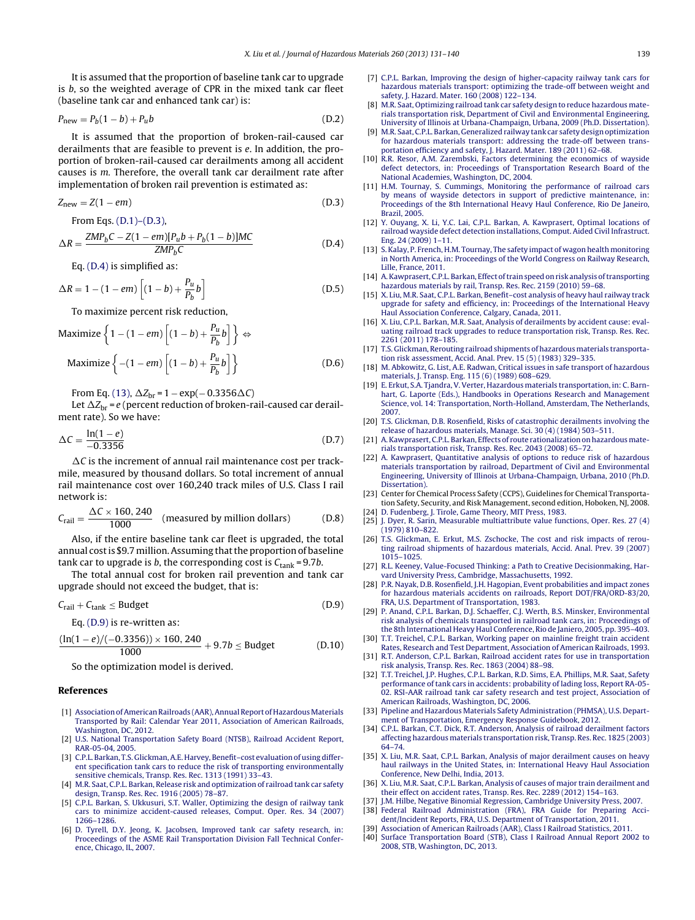It is assumed that the proportion of baseline tank car to upgrade is $b$, so the weighted average of CPR in the mixed tank car fleet (baseline tank car and enhanced tank car) is:

$$P_{\text{new}} = P_b(1-b) + P_u b \tag{D.2}$$

It is assumed that the proportion of broken-rail-caused car derailments that are feasible to prevent is $e$. In addition, the proportion of broken-rail-caused car derailments among all accident causes is $m$. Therefore, the overall tank car derailment rate after implementation of broken rail prevention is estimated as:

$$Z_{\text{new}} = Z(1-em) \tag{D.3}$$

From Eqs. (D.1)–(D.3),

$$\Delta R = \frac{ZMP_bC - Z(1-em)[P_u b + P_b(1-b)]MC}{ZMP_bC} \tag{D.4}$$

Eq. (D.4) is simplified as:

$$\Delta R = 1 - (1-em)\left[(1-b) + \frac{P_u}{P_b}b\right] \tag{D.5}$$

To maximize percent risk reduction,

$$\text{Maximize}\left\{1 - (1-em)\left[(1-b) + \frac{P_u}{P_b}b\right]\right\} \Leftrightarrow$$

$$\text{Maximize}\left\{-(1-em)\left[(1-b) + \frac{P_u}{P_b}b\right]\right\} \tag{D.6}$$

From Eq. (13), $\Delta Z_{\text{br}} = 1 - \exp(-0.3356\Delta C)$

Let $\Delta Z_{\text{br}} = e$ (percent reduction of broken-rail-caused car derailment rate). So we have:

$$\Delta C = \frac{\ln(1-e)}{-0.3356} \tag{D.7}$$

$\Delta C$ is the increment of annual rail maintenance cost per track-mile, measured by thousand dollars. So total increment of annual rail maintenance cost over 160,240 track miles of U.S. Class I rail network is:

$$C_{\text{rail}} = \frac{\Delta C \times 160,240}{1000} \quad \text{(measured by million dollars)} \tag{D.8}$$

Also, if the entire baseline tank car fleet is upgraded, the total annual cost is $9.7 million. Assuming that the proportion of baseline tank car to upgrade is $b$, the corresponding cost is $C_{\text{tank}} = 9.7b$.

The total annual cost for broken rail prevention and tank car upgrade should not exceed the budget, that is:

$$C_{\text{rail}} + C_{\text{tank}} \leq \text{Budget} \tag{D.9}$$

Eq. (D.9) is re-written as:

$$\frac{(\ln(1-e)/(-0.3356)) \times 160,240}{1000} + 9.7b \leq \text{Budget} \tag{D.10}$$

So the optimization model is derived.

## References

[1] Association of American Railroads (AAR), Annual Report of Hazardous Materials Transported by Rail: Calendar Year 2011, Association of American Railroads, Washington, DC, 2012.

[2] U.S. National Transportation Safety Board (NTSB), Railroad Accident Report, RAR-05-04, 2005.

[3] C.P.L. Barkan, T.S. Glickman, A.E. Harvey, Benefit–cost evaluation of using different specification tank cars to reduce the risk of transporting environmentally sensitive chemicals, Transp. Res. Rec. 1313 (1991) 33–43.

[4] M.R. Saat, C.P.L. Barkan, Release risk and optimization of railroad tank car safety design, Transp. Res. Rec. 1916 (2005) 78–87.

[5] C.P.L. Barkan, S. Ukkusuri, S.T. Waller, Optimizing the design of railway tank cars to minimize accident-caused releases, Comput. Oper. Res. 34 (2007) 1266–1286.

[6] D. Tyrell, D.Y. Jeong, K. Jacobsen, Improved tank car safety research, in: Proceedings of the ASME Rail Transportation Division Fall Technical Conference, Chicago, IL, 2007.

[7] C.P.L. Barkan, Improving the design of higher-capacity railway tank cars for hazardous materials transport: optimizing the trade-off between weight and safety, J. Hazard. Mater. 160 (2008) 122–134.

[8] M.R. Saat, Optimizing railroad tank car safety design to reduce hazardous materials transportation risk, Department of Civil and Environmental Engineering, University of Illinois at Urbana-Champaign, Urbana, 2009 (Ph.D. Dissertation).

[9] M.R. Saat, C.P.L. Barkan, Generalized railway tank car safety design optimization for hazardous materials transport: addressing the trade-off between transportation efficiency and safety, J. Hazard. Mater. 189 (2011) 62–68.

[10] R.R. Resor, A.M. Zarembski, Factors determining the economics of wayside defect detectors, in: Proceedings of Transportation Research Board of the National Academies, Washington, DC, 2004.

[11] H.M. Tournay, S. Cummings, Monitoring the performance of railroad cars by means of wayside detectors in support of predictive maintenance, in: Proceedings of the 8th International Heavy Haul Conference, Rio De Janeiro, Brazil, 2005.

[12] Y. Ouyang, X. Li, Y.C. Lai, C.P.L. Barkan, A. Kawprasert, Optimal locations of railroad wayside defect detection installations, Comput. Aided Civil Infrastruct. Eng. 24 (2009) 1–11.

[13] S. Kalay, P. French, H.M. Tournay, The safety impact of wagon health monitoring in North America, in: Proceedings of the World Congress on Railway Research, Lille, France, 2011.

[14] A. Kawprasert, C.P.L. Barkan, Effect of train speed on risk analysis of transporting hazardous materials by rail, Transp. Res. Rec. 2159 (2010) 59–68.

[15] X. Liu, M.R. Saat, C.P.L. Barkan, Benefit–cost analysis of heavy haul railway track upgrade for safety and efficiency, in: Proceedings of the International Heavy Haul Association Conference, Calgary, Canada, 2011.

[16] X. Liu, C.P.L. Barkan, M.R. Saat, Analysis of derailments by accident cause: evaluating railroad track upgrades to reduce transportation risk, Transp. Res. Rec. 2261 (2011) 178–185.

[17] T.S. Glickman, Rerouting railroad shipments of hazardous materials transportation risk assessment, Accid. Anal. Prev. 15 (5) (1983) 329–335.

[18] M. Abkowitz, G. List, A.E. Radwan, Critical issues in safe transport of hazardous materials, J. Transp. Eng. 115 (6) (1989) 608–629.

[19] E. Erkut, S.A. Tjandra, V. Verter, Hazardous materials transportation, in: C. Barnhart, G. Laporte (Eds.), Handbooks in Operations Research and Management Science, vol. 14: Transportation, North-Holland, Amsterdam, The Netherlands, 2007.

[20] T.S. Glickman, D.B. Rosenfield, Risks of catastrophic derailments involving the release of hazardous materials, Manage. Sci. 30 (4) (1984) 503–511.

[21] A. Kawprasert, C.P.L. Barkan, Effects of route rationalization on hazardous materials transportation risk, Transp. Res. Rec. 2043 (2008) 65–72.

[22] A. Kawprasert, Quantitative analysis of options to reduce risk of hazardous materials transportation by railroad, Department of Civil and Environmental Engineering, University of Illinois at Urbana-Champaign, Urbana, 2010 (Ph.D. Dissertation).

[23] Center for Chemical Process Safety (CCPS), Guidelines for Chemical Transportation Safety, Security, and Risk Management, second edition, Hoboken, NJ, 2008.

[24] D. Fudenberg, J. Tirole, Game Theory, MIT Press, 1983.

[25] J. Dyer, R. Sarin, Measurable multiattribute value functions, Oper. Res. 27 (4) (1979) 810–822.

[26] T.S. Glickman, E. Erkut, M.S. Zschocke, The cost and risk impacts of rerouting railroad shipments of hazardous materials, Accid. Anal. Prev. 39 (2007) 1015–1025.

[27] R.L. Keeney, Value-Focused Thinking: a Path to Creative Decisionmaking, Harvard University Press, Cambridge, Massachusetts, 1992.

[28] P.R. Nayak, D.B. Rosenfield, J.H. Hagopian, Event probabilities and impact zones for hazardous materials accidents on railroads, Report DOT/FRA/ORD-83/20, FRA, U.S. Department of Transportation, 1983.

[29] P. Anand, C.P.L. Barkan, D.J. Schaeffer, C.J. Werth, B.S. Minsker, Environmental risk analysis of chemicals transported in railroad tank cars, in: Proceedings of the 8th International Heavy Haul Conference, Rio de Janeiro, 2005, pp. 395–403.

[30] T.T. Treichel, C.P.L. Barkan, Working paper on mainline freight train accident Rates, Research and Test Department, Association of American Railroads, 1993.

[31] R.T. Anderson, C.P.L. Barkan, Railroad accident rates for use in transportation risk analysis, Transp. Res. Rec. 1863 (2004) 88–98.

[32] T.T. Treichel, J.P. Hughes, C.P.L. Barkan, R.D. Sims, E.A. Phillips, M.R. Saat, Safety performance of tank cars in accidents: probability of lading loss, Report RA-05-02. RSI-AAR railroad tank car safety research and test project, Association of American Railroads, Washington, DC, 2006.

[33] Pipeline and Hazardous Materials Safety Administration (PHMSA), U.S. Department of Transportation, Emergency Response Guidebook, 2012.

[34] C.P.L. Barkan, C.T. Dick, R.T. Anderson, Analysis of railroad derailment factors affecting hazardous materials transportation risk, Transp. Res. Rec. 1825 (2003) 64–74.

[35] X. Liu, M.R. Saat, C.P.L. Barkan, Analysis of major derailment causes on heavy haul railways in the United States, in: International Heavy Haul Association Conference, New Delhi, India, 2013.

[36] X. Liu, M.R. Saat, C.P.L. Barkan, Analysis of causes of major train derailment and their effect on accident rates, Transp. Res. Rec. 2289 (2012) 154–163.

[37] J.M. Hilbe, Negative Binomial Regression, Cambridge University Press, 2007.

[38] Federal Railroad Administration (FRA), FRA Guide for Preparing Accident/Incident Reports, FRA, U.S. Department of Transportation, 2011.

[39] Association of American Railroads (AAR), Class I Railroad Statistics, 2011.

[40] Surface Transportation Board (STB), Class I Railroad Annual Report 2002 to 2008, STB, Washington, DC, 2013.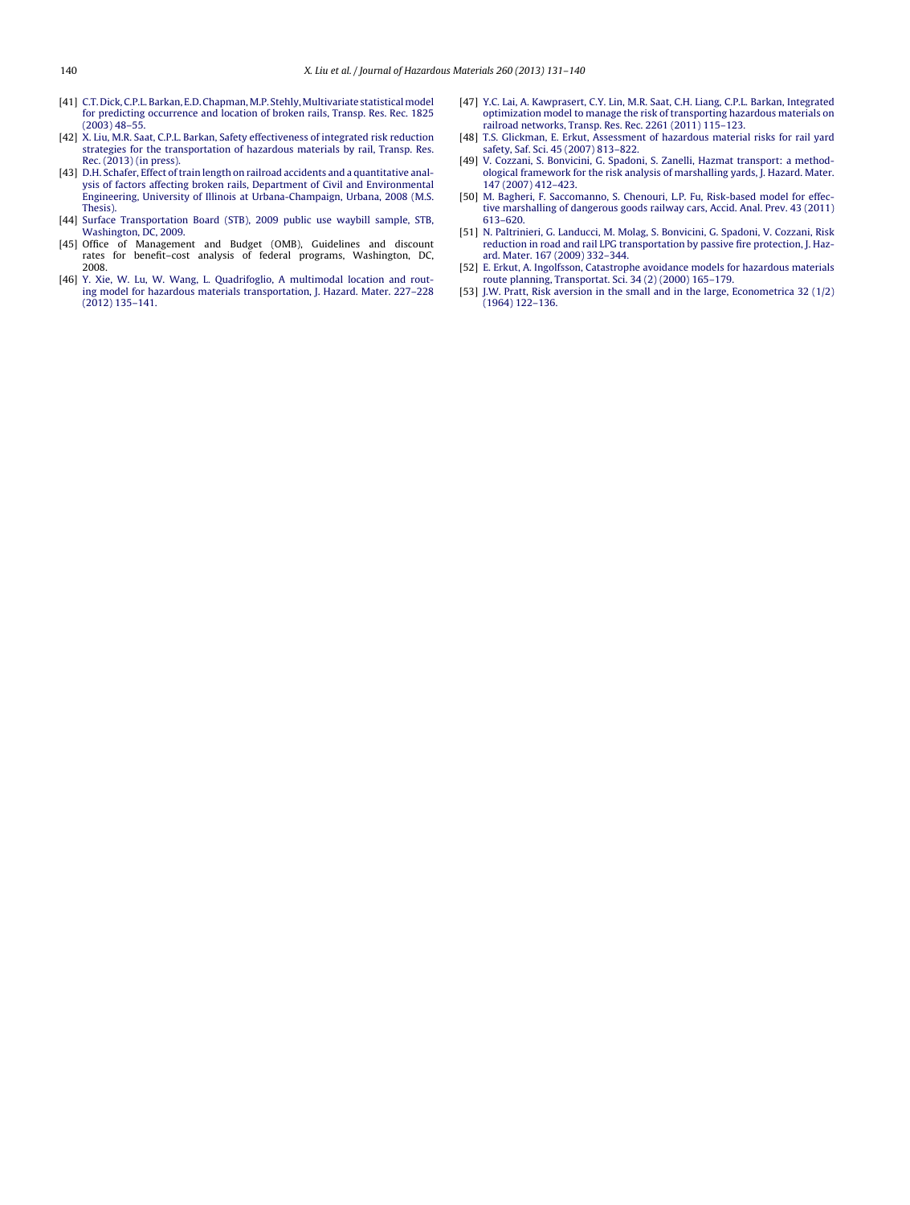[41] C.T. Dick, C.P.L. Barkan, E.D. Chapman, M.P. Stehly, Multivariate statistical model for predicting occurrence and location of broken rails, Transp. Res. Rec. 1825 (2003) 48–55.

[42] X. Liu, M.R. Saat, C.P.L. Barkan, Safety effectiveness of integrated risk reduction strategies for the transportation of hazardous materials by rail, Transp. Res. Rec. (2013) (in press).

[43] D.H. Schafer, Effect of train length on railroad accidents and a quantitative analysis of factors affecting broken rails, Department of Civil and Environmental Engineering, University of Illinois at Urbana-Champaign, Urbana, 2008 (M.S. Thesis).

[44] Surface Transportation Board (STB), 2009 public use waybill sample, STB, Washington, DC, 2009.

[45] Office of Management and Budget (OMB), Guidelines and discount rates for benefit–cost analysis of federal programs, Washington, DC, 2008.

[46] Y. Xie, W. Lu, W. Wang, L. Quadrifoglio, A multimodal location and routing model for hazardous materials transportation, J. Hazard. Mater. 227–228 (2012) 135–141.

[47] Y.C. Lai, A. Kawprasert, C.Y. Lin, M.R. Saat, C.H. Liang, C.P.L. Barkan, Integrated optimization model to manage the risk of transporting hazardous materials on railroad networks, Transp. Res. Rec. 2261 (2011) 115–123.

[48] T.S. Glickman, E. Erkut, Assessment of hazardous material risks for rail yard safety, Saf. Sci. 45 (2007) 813–822.

[49] V. Cozzani, S. Bonvicini, G. Spadoni, S. Zanelli, Hazmat transport: a methodological framework for the risk analysis of marshalling yards, J. Hazard. Mater. 147 (2007) 412–423.

[50] M. Bagheri, F. Saccomanno, S. Chenouri, L.P. Fu, Risk-based model for effective marshalling of dangerous goods railway cars, Accid. Anal. Prev. 43 (2011) 613–620.

[51] N. Paltrinieri, G. Landucci, M. Molag, S. Bonvicini, G. Spadoni, V. Cozzani, Risk reduction in road and rail LPG transportation by passive fire protection, J. Hazard. Mater. 167 (2009) 332–344.

[52] E. Erkut, A. Ingolfsson, Catastrophe avoidance models for hazardous materials route planning, Transportat. Sci. 34 (2) (2000) 165–179.

[53] J.W. Pratt, Risk aversion in the small and in the large, Econometrica 32 (1/2) (1964) 122–136.